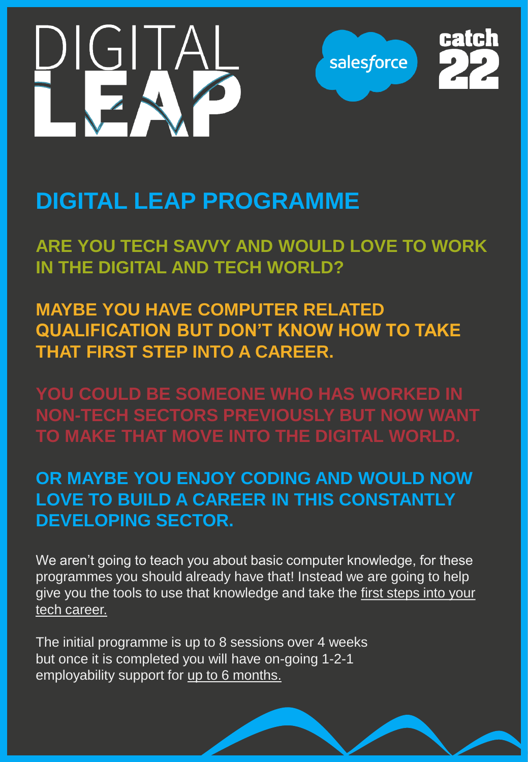# DIGITAL LEAP

salesforce

catch 22

## DIGITAL LEAP PROGRAMME

**ARE YOU TECH SAVVY AND WOULD LOVE TO WORK IN THE DIGITAL AND TECH WORLD?**

**MAYBE YOU HAVE COMPUTER RELATED QUALIFICATION BUT DON'T KNOW HOW TO TAKE THAT FIRST STEP INTO A CAREER.**

**YOU COULD BE SOMEONE WHO HAS WORKED IN NON-TECH SECTORS PREVIOUSLY BUT NOW WANT TO MAKE THAT MOVE INTO THE DIGITAL WORLD.**

**OR MAYBE YOU ENJOY CODING AND WOULD NOW LOVE TO BUILD A CAREER IN THIS CONSTANTLY DEVELOPING SECTOR.**

We aren't going to teach you about basic computer knowledge, for these programmes you should already have that! Instead we are going to help give you the tools to use that knowledge and take the first steps into your tech career.

The initial programme is up to 8 sessions over 4 weeks but once it is completed you will have on-going 1-2-1 employability support for up to 6 months.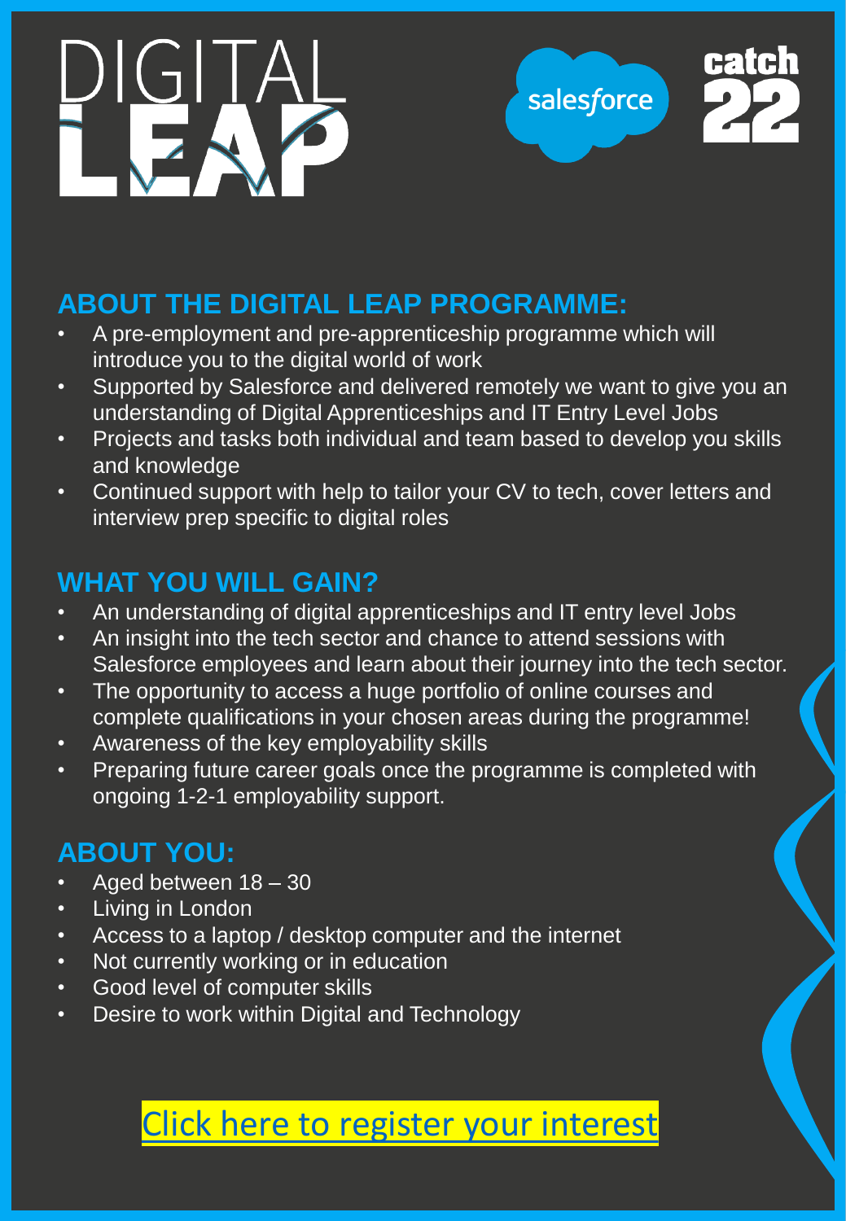# DIGITAL LEAP

salesforce

catch 22

## ABOUT THE DIGITAL LEAP PROGRAMME:

- A pre-employment and pre-apprenticeship programme which will introduce you to the digital world of work
- Supported by Salesforce and delivered remotely we want to give you an understanding of Digital Apprenticeships and IT Entry Level Jobs
- Projects and tasks both individual and team based to develop you skills and knowledge
- Continued support with help to tailor your CV to tech, cover letters and interview prep specific to digital roles

## WHAT YOU WILL GAIN?

- An understanding of digital apprenticeships and IT entry level Jobs
- An insight into the tech sector and chance to attend sessions with Salesforce employees and learn about their journey into the tech sector.
- The opportunity to access a huge portfolio of online courses and complete qualifications in your chosen areas during the programme!
- Awareness of the key employability skills
- Preparing future career goals once the programme is completed with ongoing 1-2-1 employability support.

## ABOUT YOU:

- Aged between 18 – 30
- Living in London
- Access to a laptop / desktop computer and the internet
- Not currently working or in education
- Good level of computer skills
- Desire to work within Digital and Technology

Click here to register your interest